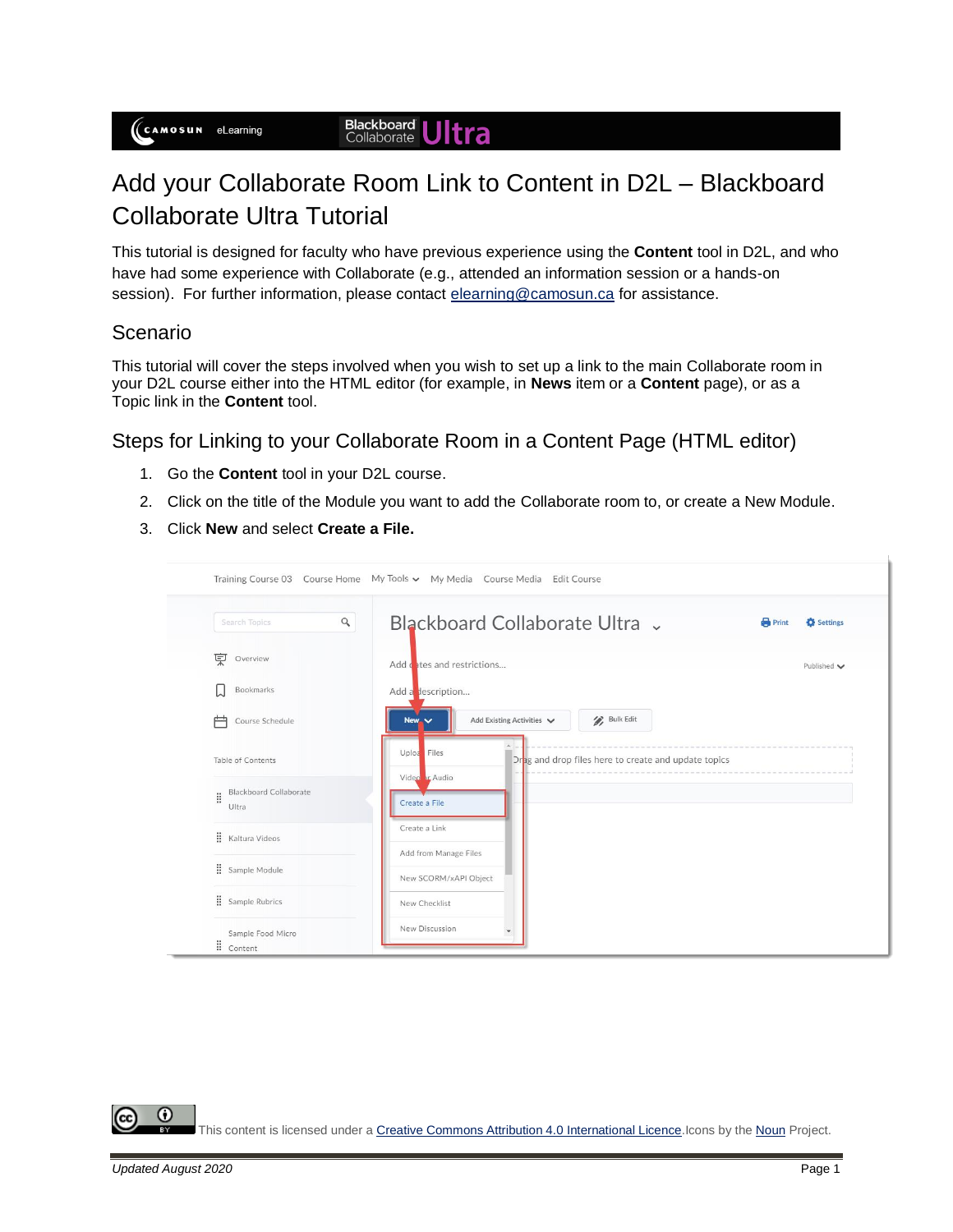# Add your Collaborate Room Link to Content in D2L – Blackboard Collaborate Ultra Tutorial

This tutorial is designed for faculty who have previous experience using the **Content** tool in D2L, and who have had some experience with Collaborate (e.g., attended an information session or a hands-on session). For further information, please contact [elearning@camosun.ca](mailto:elearning@camosun.ca) for assistance.

## Scenario

This tutorial will cover the steps involved when you wish to set up a link to the main Collaborate room in your D2L course either into the HTML editor (for example, in **News** item or a **Content** page), or as a Topic link in the **Content** tool.

## Steps for Linking to your Collaborate Room in a Content Page (HTML editor)

1. Go the **Content** tool in your D2L course.
2. Click on the title of the Module you want to add the Collaborate room to, or create a New Module.
3. Click **New** and select **Create a File.**

This content is licensed under a [Creative Commons Attribution 4.0 International Licence](). Icons by the [Noun]() Project.

*Updated August 2020*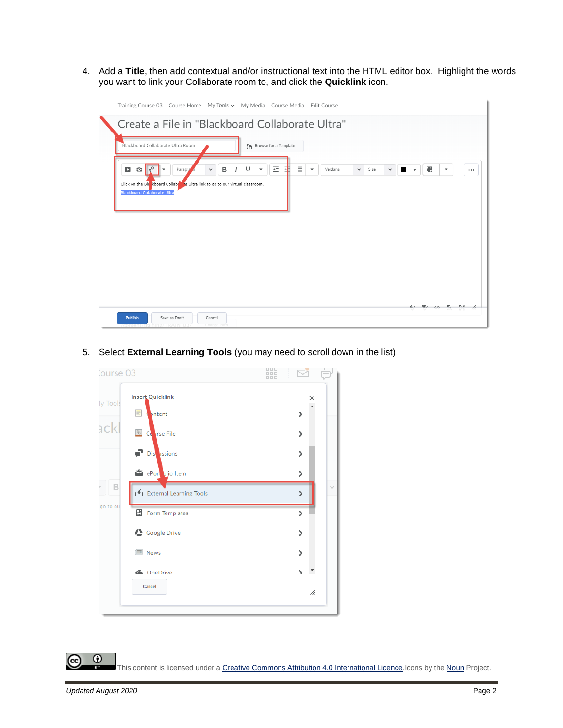4. Add a **Title**, then add contextual and/or instructional text into the HTML editor box. Highlight the words you want to link your Collaborate room to, and click the **Quicklink** icon.

5. Select **External Learning Tools** (you may need to scroll down in the list).

This content is licensed under a Creative Commons Attribution 4.0 International Licence. Icons by the Noun Project.

*Updated August 2020*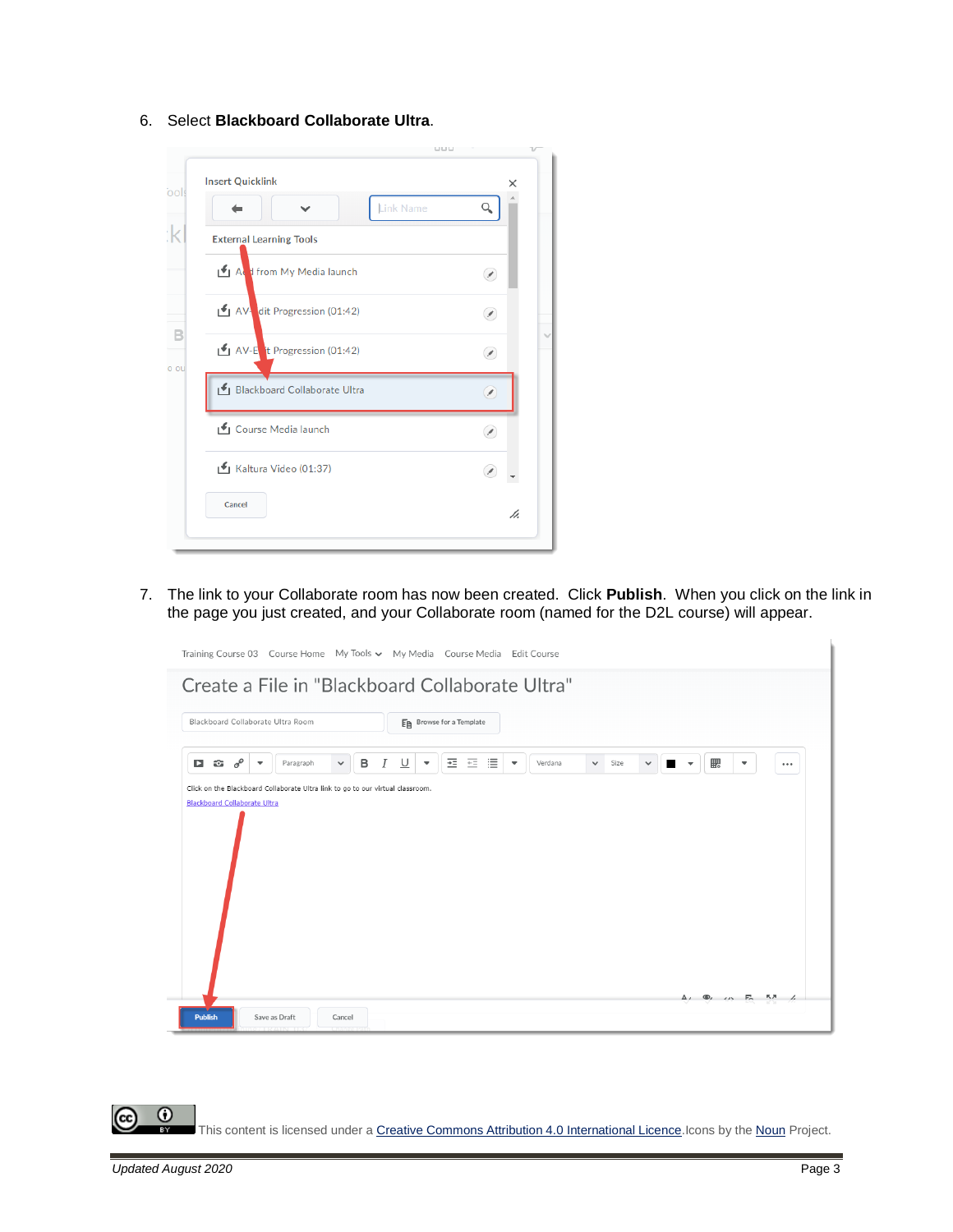6. Select **Blackboard Collaborate Ultra**.

7. The link to your Collaborate room has now been created. Click **Publish**. When you click on the link in the page you just created, and your Collaborate room (named for the D2L course) will appear.

This content is licensed under a [Creative Commons Attribution 4.0 International Licence](). Icons by the [Noun]() Project.

*Updated August 2020*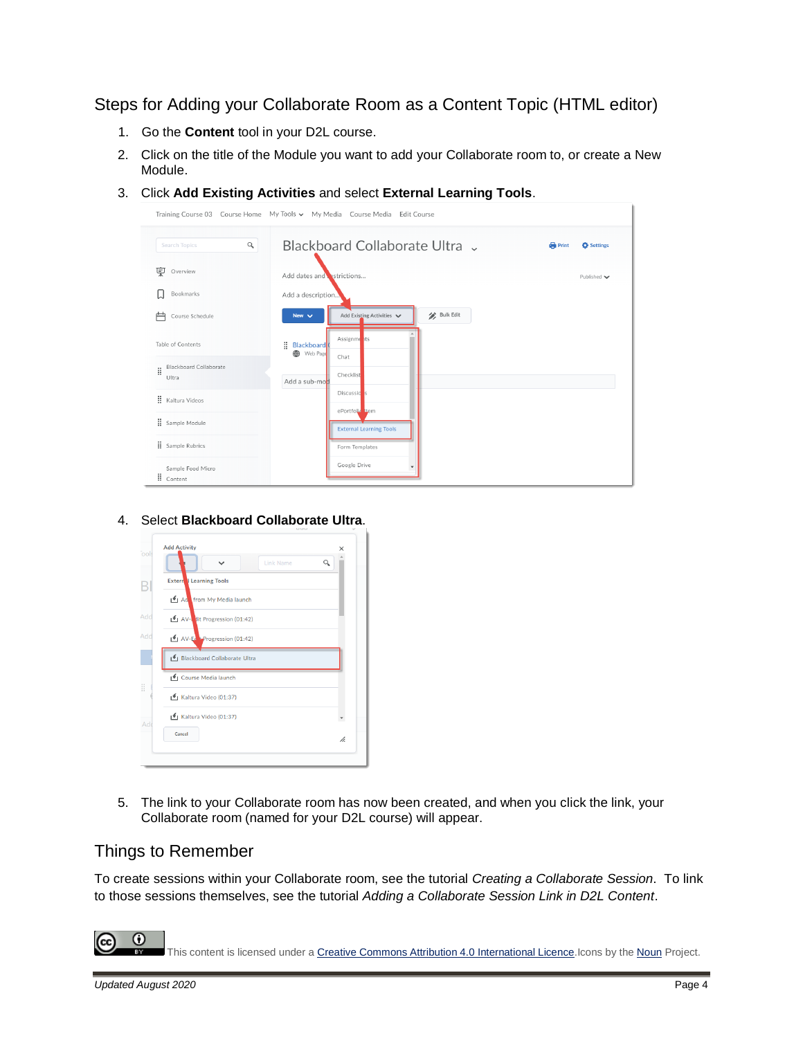## Steps for Adding your Collaborate Room as a Content Topic (HTML editor)

1. Go the **Content** tool in your D2L course.
2. Click on the title of the Module you want to add your Collaborate room to, or create a New Module.
3. Click **Add Existing Activities** and select **External Learning Tools**.
4. Select **Blackboard Collaborate Ultra**.
5. The link to your Collaborate room has now been created, and when you click the link, your Collaborate room (named for your D2L course) will appear.

## Things to Remember

To create sessions within your Collaborate room, see the tutorial *Creating a Collaborate Session*. To link to those sessions themselves, see the tutorial *Adding a Collaborate Session Link in D2L Content*.

This content is licensed under a Creative Commons Attribution 4.0 International Licence. Icons by the Noun Project.

*Updated August 2020*